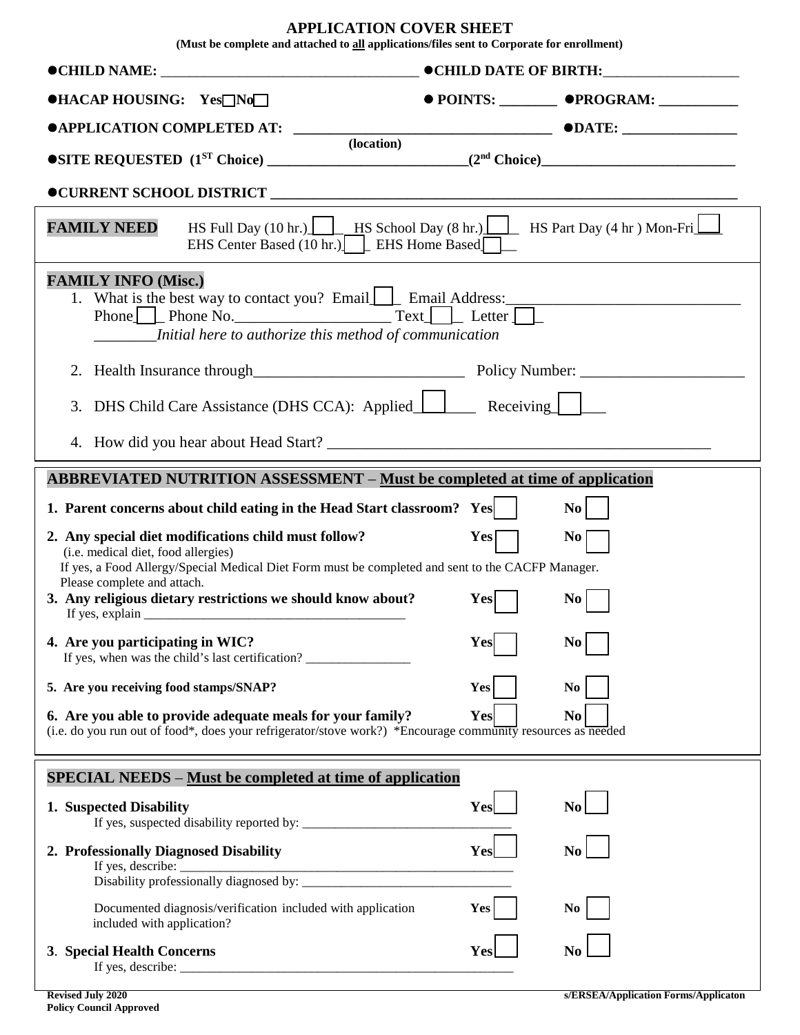# APPLICATION COVER SHEET

**(Must be complete and attached to all applications/files sent to Corporate for enrollment)**

●**CHILD NAME:** ___________________________________ ●**CHILD DATE OF BIRTH:** ___________________

●**HACAP HOUSING: Yes** ☐ **No** ☐ ● **POINTS:** ________ ●**PROGRAM:** ___________

●**APPLICATION COMPLETED AT:** ___________________________________ ●**DATE:** ________________
(location)

●**SITE REQUESTED (1[ST] Choice)** ___________________________ **(2[nd] Choice)** ___________________________

●**CURRENT SCHOOL DISTRICT** ___________________________________________________________________

**FAMILY NEED** HS Full Day (10 hr.) ☐ HS School Day (8 hr.) ☐ HS Part Day (4 hr ) Mon-Fri ☐
EHS Center Based (10 hr.) ☐ EHS Home Based ☐

**FAMILY INFO (Misc.)**

1. What is the best way to contact you? Email ☐ Email Address: ______________________________
Phone ☐ Phone No. ____________________ Text ☐ Letter ☐
________ *Initial here to authorize this method of communication*

2. Health Insurance through ___________________________ Policy Number: _____________________

3. DHS Child Care Assistance (DHS CCA): Applied ☐ Receiving ☐

4. How did you hear about Head Start? ___________________________________________________

## ABBREVIATED NUTRITION ASSESSMENT – Must be completed at time of application

1. **Parent concerns about child eating in the Head Start classroom? Yes** ☐ **No** ☐

2. **Any special diet modifications child must follow? Yes** ☐ **No** ☐
(i.e. medical diet, food allergies)
If yes, a Food Allergy/Special Medical Diet Form must be completed and sent to the CACFP Manager. Please complete and attach.

3. **Any religious dietary restrictions we should know about? Yes** ☐ **No** ☐
If yes, explain ________________________________________

4. **Are you participating in WIC? Yes** ☐ **No** ☐
If yes, when was the child's last certification? ________________

5. **Are you receiving food stamps/SNAP? Yes** ☐ **No** ☐

6. **Are you able to provide adequate meals for your family? Yes** ☐ **No** ☐
(i.e. do you run out of food*, does your refrigerator/stove work?) *Encourage community resources as needed

## SPECIAL NEEDS – Must be completed at time of application

1. **Suspected Disability Yes** ☐ **No** ☐
If yes, suspected disability reported by: ________________________________

2. **Professionally Diagnosed Disability Yes** ☐ **No** ☐
If yes, describe: ______________________________________________________
Disability professionally diagnosed by: ________________________________

Documented diagnosis/verification included with application included with application? **Yes** ☐ **No** ☐

3. **Special Health Concerns Yes** ☐ **No** ☐
If yes, describe: ______________________________________________________

**Revised July 2020**
**Policy Council Approved**
**s/ERSEA/Application Forms/Applicaton**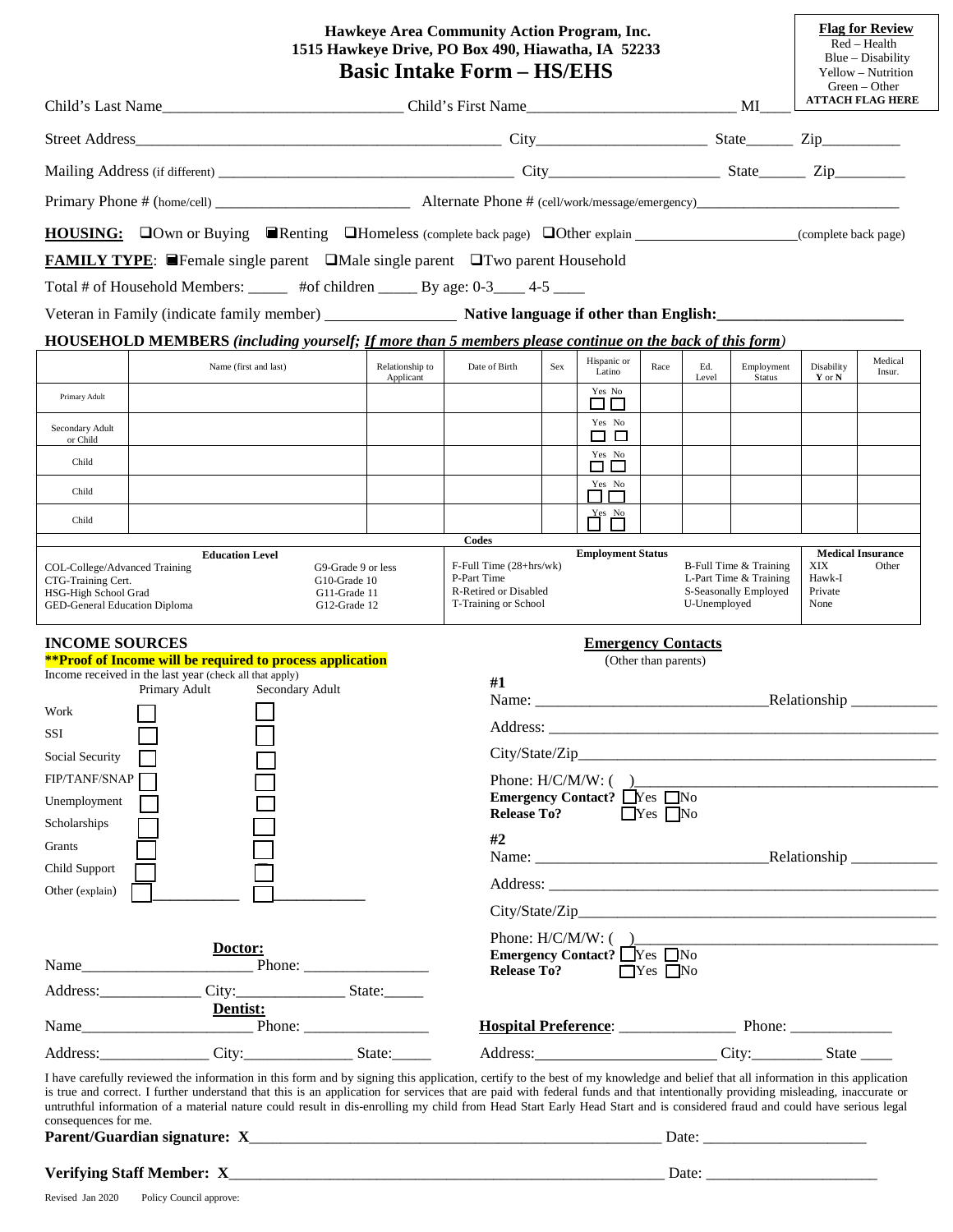**Hawkeye Area Community Action Program, Inc.**
**1515 Hawkeye Drive, PO Box 490, Hiawatha, IA 52233**

# Basic Intake Form – HS/EHS

**Flag for Review**
Red – Health
Blue – Disability
Yellow – Nutrition
Green – Other
**ATTACH FLAG HERE**

Child's Last Name_____________________________ Child's First Name__________________________ MI____

Street Address_____________________________________________ City____________________ State______ Zip__________

Mailing Address (if different) ______________________________________ City_____________________ State______ Zip_________

Primary Phone # (home/cell) ________________________ Alternate Phone # (cell/work/message/emergency)__________________________

**HOUSING:** ❑Own or Buying ■Renting ❑Homeless (complete back page) ❑Other explain ______________________(complete back page)

**FAMILY TYPE**: ■Female single parent ❑Male single parent ❑Two parent Household

Total # of Household Members: _____ #of children _____ By age: 0-3____ 4-5 ____

Veteran in Family (indicate family member) ________________ **Native language if other than English:**______________________

**HOUSEHOLD MEMBERS** *(including yourself; If more than 5 members please continue on the back of this form)*

| | Name (first and last) | Relationship to Applicant | Date of Birth | Sex | Hispanic or Latino | Race | Ed. Level | Employment Status | Disability Y or N | Medical Insur. |
|---|---|---|---|---|---|---|---|---|---|---|
| Primary Adult | | | | | Yes ☐ No ☐ | | | | | |
| Secondary Adult or Child | | | | | Yes ☐ No ☐ | | | | | |
| Child | | | | | Yes ☐ No ☐ | | | | | |
| Child | | | | | Yes ☐ No ☐ | | | | | |
| Child | | | | | Yes ☐ No ☐ | | | | | |

**Codes**

| Education Level | | Employment Status | | Medical Insurance | |
|---|---|---|---|---|---|
| COL-College/Advanced Training | G9-Grade 9 or less | F-Full Time (28+hrs/wk) | B-Full Time & Training | XIX | Other |
| CTG-Training Cert. | G10-Grade 10 | P-Part Time | L-Part Time & Training | Hawk-I | |
| HSG-High School Grad | G11-Grade 11 | R-Retired or Disabled | S-Seasonally Employed | Private | |
| GED-General Education Diploma | G12-Grade 12 | T-Training or School | U-Unemployed | None | |

## INCOME SOURCES

**\*\*Proof of Income will be required to process application**

Income received in the last year (check all that apply)

| | Primary Adult | Secondary Adult |
|---|---|---|
| Work | ☐ | ☐ |
| SSI | ☐ | ☐ |
| Social Security | ☐ | ☐ |
| FIP/TANF/SNAP | ☐ | ☐ |
| Unemployment | ☐ | ☐ |
| Scholarships | ☐ | ☐ |
| Grants | ☐ | ☐ |
| Child Support | ☐ | ☐ |
| Other (explain) | ☐ ___________ | ☐ ___________ |

## Emergency Contacts

(Other than parents)

**#1**
Name: _____________________________Relationship ___________
Address: ___________________________________________________
City/State/Zip______________________________________________
Phone: H/C/M/W: ( )________________________________________
**Emergency Contact?** ☐Yes ☐No
**Release To?** ☐Yes ☐No

**#2**
Name: _____________________________Relationship ___________
Address: ___________________________________________________
City/State/Zip______________________________________________
Phone: H/C/M/W: ( )________________________________________
**Emergency Contact?** ☐Yes ☐No
**Release To?** ☐Yes ☐No

**Doctor:**
Name_____________________ Phone: ________________
Address:_____________ City:______________ State:_____

**Dentist:**
Name_____________________ Phone: ________________
Address:______________ City:______________ State:_____

**Hospital Preference**: _______________ Phone: _____________
Address:______________________ City:_________ State ____

I have carefully reviewed the information in this form and by signing this application, certify to the best of my knowledge and belief that all information in this application is true and correct. I further understand that this is an application for services that are paid with federal funds and that intentionally providing misleading, inaccurate or untruthful information of a material nature could result in dis-enrolling my child from Head Start Early Head Start and is considered fraud and could have serious legal consequences for me.

**Parent/Guardian signature: X**_____________________________________________________ Date: ____________________

**Verifying Staff Member: X**_______________________________________________________ Date: ____________________

Revised Jan 2020 Policy Council approve: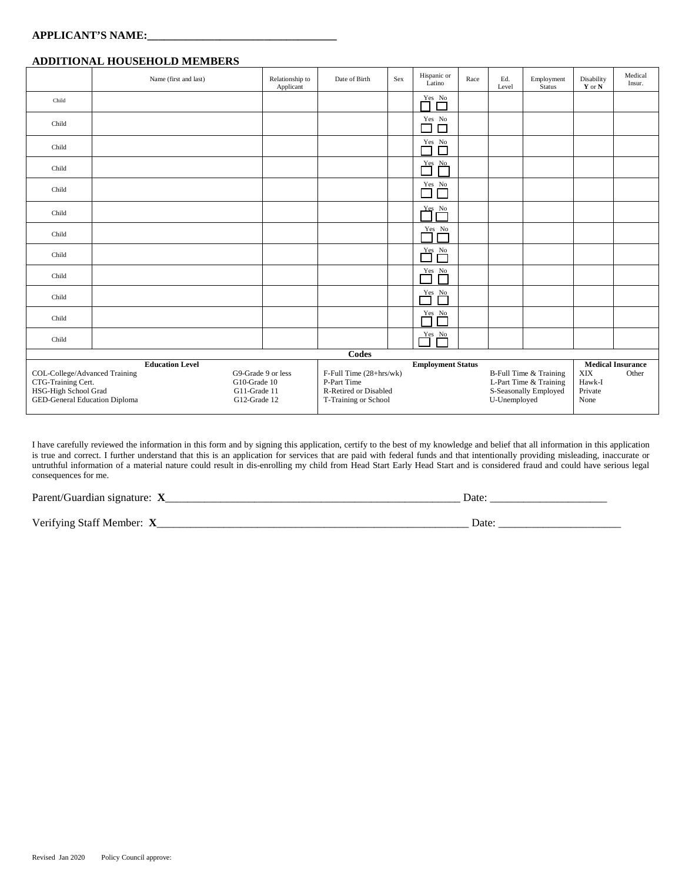**APPLICANT'S NAME:**\_\_\_\_\_\_\_\_\_\_\_\_\_\_\_\_\_\_\_\_\_\_\_\_\_\_\_\_\_\_\_\_\_\_

**ADDITIONAL HOUSEHOLD MEMBERS**

| | Name (first and last) | Relationship to Applicant | Date of Birth | Sex | Hispanic or Latino | Race | Ed. Level | Employment Status | Disability **Y** or **N** | Medical Insur. |
|---|---|---|---|---|---|---|---|---|---|---|
| Child | | | | | Yes ☐ No ☐ | | | | | |
| Child | | | | | Yes ☐ No ☐ | | | | | |
| Child | | | | | Yes ☐ No ☐ | | | | | |
| Child | | | | | Yes ☐ No ☐ | | | | | |
| Child | | | | | Yes ☐ No ☐ | | | | | |
| Child | | | | | Yes ☐ No ☐ | | | | | |
| Child | | | | | Yes ☐ No ☐ | | | | | |
| Child | | | | | Yes ☐ No ☐ | | | | | |
| Child | | | | | Yes ☐ No ☐ | | | | | |
| Child | | | | | Yes ☐ No ☐ | | | | | |
| Child | | | | | Yes ☐ No ☐ | | | | | |
| Child | | | | | Yes ☐ No ☐ | | | | | |

**Codes**

| **Education Level** | | **Employment Status** | | **Medical Insurance** | |
|---|---|---|---|---|---|
| COL-College/Advanced Training | G9-Grade 9 or less | F-Full Time (28+hrs/wk) | B-Full Time & Training | XIX | Other |
| CTG-Training Cert. | G10-Grade 10 | P-Part Time | L-Part Time & Training | Hawk-I | |
| HSG-High School Grad | G11-Grade 11 | R-Retired or Disabled | S-Seasonally Employed | Private | |
| GED-General Education Diploma | G12-Grade 12 | T-Training or School | U-Unemployed | None | |

I have carefully reviewed the information in this form and by signing this application, certify to the best of my knowledge and belief that all information in this application is true and correct. I further understand that this is an application for services that are paid with federal funds and that intentionally providing misleading, inaccurate or untruthful information of a material nature could result in dis-enrolling my child from Head Start Early Head Start and is considered fraud and could have serious legal consequences for me.

Parent/Guardian signature: **X**\_\_\_\_\_\_\_\_\_\_\_\_\_\_\_\_\_\_\_\_\_\_\_\_\_\_\_\_\_\_\_\_\_\_\_\_\_\_\_\_\_\_\_\_\_\_\_\_\_\_\_\_ Date: \_\_\_\_\_\_\_\_\_\_\_\_\_\_\_\_\_\_\_\_\_

Verifying Staff Member: **X**\_\_\_\_\_\_\_\_\_\_\_\_\_\_\_\_\_\_\_\_\_\_\_\_\_\_\_\_\_\_\_\_\_\_\_\_\_\_\_\_\_\_\_\_\_\_\_\_\_\_\_\_\_\_\_\_ Date: \_\_\_\_\_\_\_\_\_\_\_\_\_\_\_\_\_\_\_\_\_\_

Revised Jan 2020 Policy Council approve: